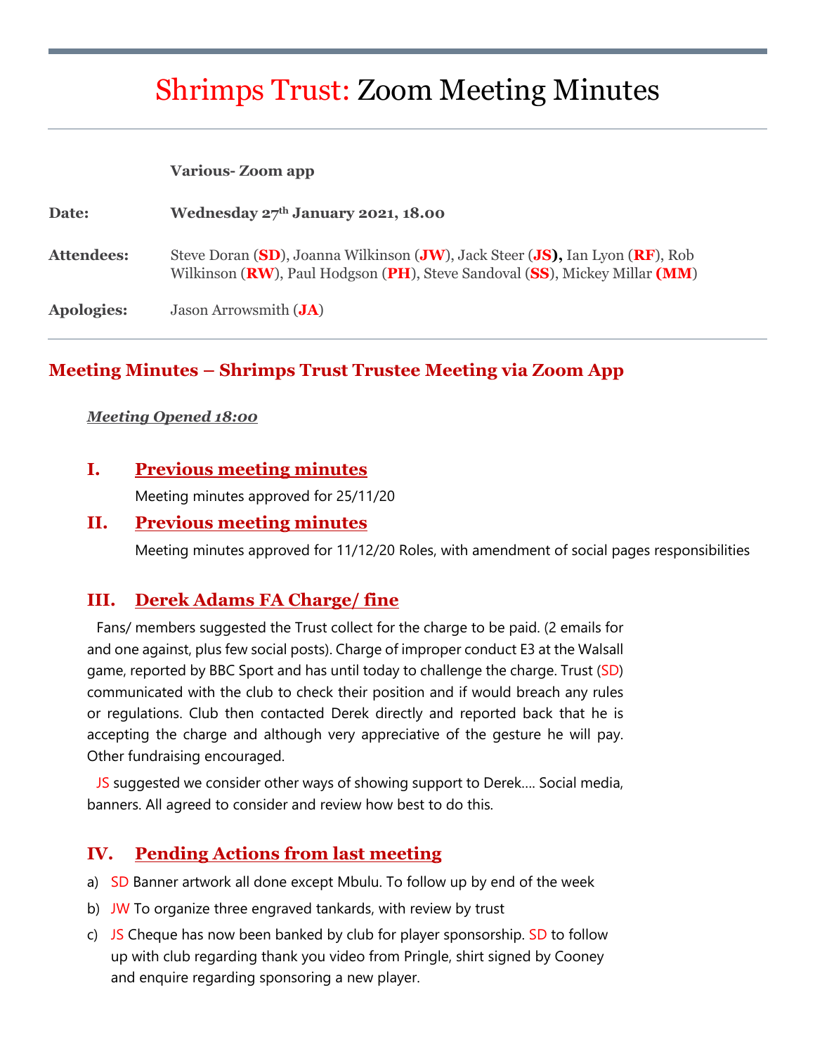# Shrimps Trust: Zoom Meeting Minutes

| | |
|---|---|
| | **Various- Zoom app** |
| **Date:** | **Wednesday 27th January 2021, 18.00** |
| **Attendees:** | Steve Doran (**SD**), Joanna Wilkinson (**JW**), Jack Steer (**JS**), Ian Lyon (**RF**), Rob Wilkinson (**RW**), Paul Hodgson (**PH**), Steve Sandoval (**SS**), Mickey Millar (**MM**) |
| **Apologies:** | Jason Arrowsmith (**JA**) |

## Meeting Minutes – Shrimps Trust Trustee Meeting via Zoom App

***Meeting Opened 18:00***

### I. Previous meeting minutes

Meeting minutes approved for 25/11/20

### II. Previous meeting minutes

Meeting minutes approved for 11/12/20 Roles, with amendment of social pages responsibilities

### III. Derek Adams FA Charge/ fine

Fans/ members suggested the Trust collect for the charge to be paid. (2 emails for and one against, plus few social posts). Charge of improper conduct E3 at the Walsall game, reported by BBC Sport and has until today to challenge the charge. Trust (SD) communicated with the club to check their position and if would breach any rules or regulations. Club then contacted Derek directly and reported back that he is accepting the charge and although very appreciative of the gesture he will pay. Other fundraising encouraged.

JS suggested we consider other ways of showing support to Derek…. Social media, banners. All agreed to consider and review how best to do this.

### IV. Pending Actions from last meeting

a) SD Banner artwork all done except Mbulu. To follow up by end of the week

b) JW To organize three engraved tankards, with review by trust

c) JS Cheque has now been banked by club for player sponsorship. SD to follow up with club regarding thank you video from Pringle, shirt signed by Cooney and enquire regarding sponsoring a new player.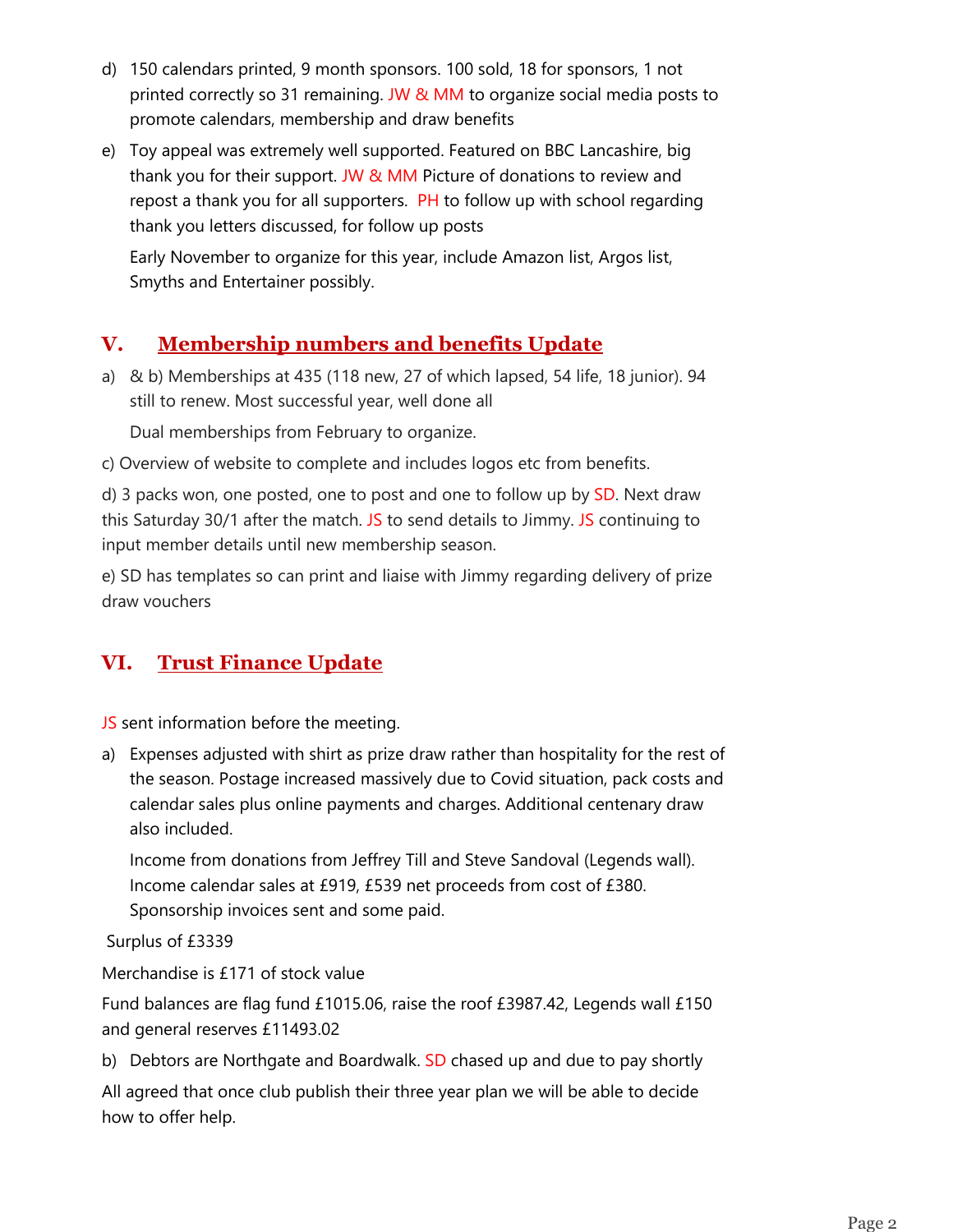d) 150 calendars printed, 9 month sponsors. 100 sold, 18 for sponsors, 1 not printed correctly so 31 remaining. JW & MM to organize social media posts to promote calendars, membership and draw benefits

e) Toy appeal was extremely well supported. Featured on BBC Lancashire, big thank you for their support. JW & MM Picture of donations to review and repost a thank you for all supporters. PH to follow up with school regarding thank you letters discussed, for follow up posts

   Early November to organize for this year, include Amazon list, Argos list, Smyths and Entertainer possibly.

## V. Membership numbers and benefits Update

a) & b) Memberships at 435 (118 new, 27 of which lapsed, 54 life, 18 junior). 94 still to renew. Most successful year, well done all

   Dual memberships from February to organize.

c) Overview of website to complete and includes logos etc from benefits.

d) 3 packs won, one posted, one to post and one to follow up by SD. Next draw this Saturday 30/1 after the match. JS to send details to Jimmy. JS continuing to input member details until new membership season.

e) SD has templates so can print and liaise with Jimmy regarding delivery of prize draw vouchers

## VI. Trust Finance Update

JS sent information before the meeting.

a) Expenses adjusted with shirt as prize draw rather than hospitality for the rest of the season. Postage increased massively due to Covid situation, pack costs and calendar sales plus online payments and charges. Additional centenary draw also included.

   Income from donations from Jeffrey Till and Steve Sandoval (Legends wall). Income calendar sales at £919, £539 net proceeds from cost of £380. Sponsorship invoices sent and some paid.

Surplus of £3339

Merchandise is £171 of stock value

Fund balances are flag fund £1015.06, raise the roof £3987.42, Legends wall £150 and general reserves £11493.02

b) Debtors are Northgate and Boardwalk. SD chased up and due to pay shortly

All agreed that once club publish their three year plan we will be able to decide how to offer help.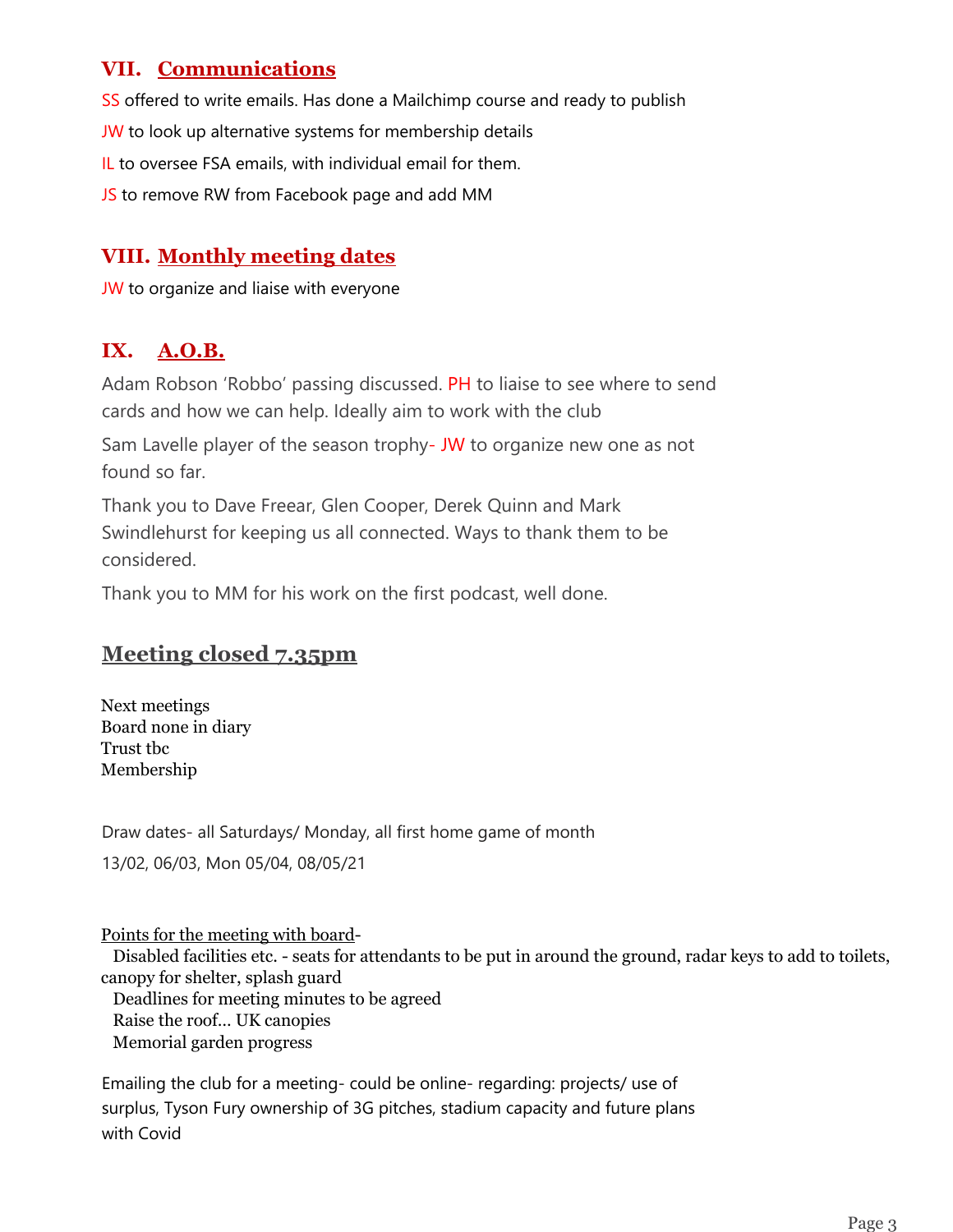## VII. Communications

SS offered to write emails. Has done a Mailchimp course and ready to publish

JW to look up alternative systems for membership details

IL to oversee FSA emails, with individual email for them.

JS to remove RW from Facebook page and add MM

## VIII. Monthly meeting dates

JW to organize and liaise with everyone

## IX. A.O.B.

Adam Robson 'Robbo' passing discussed. PH to liaise to see where to send cards and how we can help. Ideally aim to work with the club

Sam Lavelle player of the season trophy- JW to organize new one as not found so far.

Thank you to Dave Freear, Glen Cooper, Derek Quinn and Mark Swindlehurst for keeping us all connected. Ways to thank them to be considered.

Thank you to MM for his work on the first podcast, well done.

## Meeting closed 7.35pm

Next meetings
Board none in diary
Trust tbc
Membership

Draw dates- all Saturdays/ Monday, all first home game of month

13/02, 06/03, Mon 05/04, 08/05/21

Points for the meeting with board-
Disabled facilities etc. - seats for attendants to be put in around the ground, radar keys to add to toilets, canopy for shelter, splash guard
Deadlines for meeting minutes to be agreed
Raise the roof… UK canopies
Memorial garden progress

Emailing the club for a meeting- could be online- regarding: projects/ use of surplus, Tyson Fury ownership of 3G pitches, stadium capacity and future plans with Covid